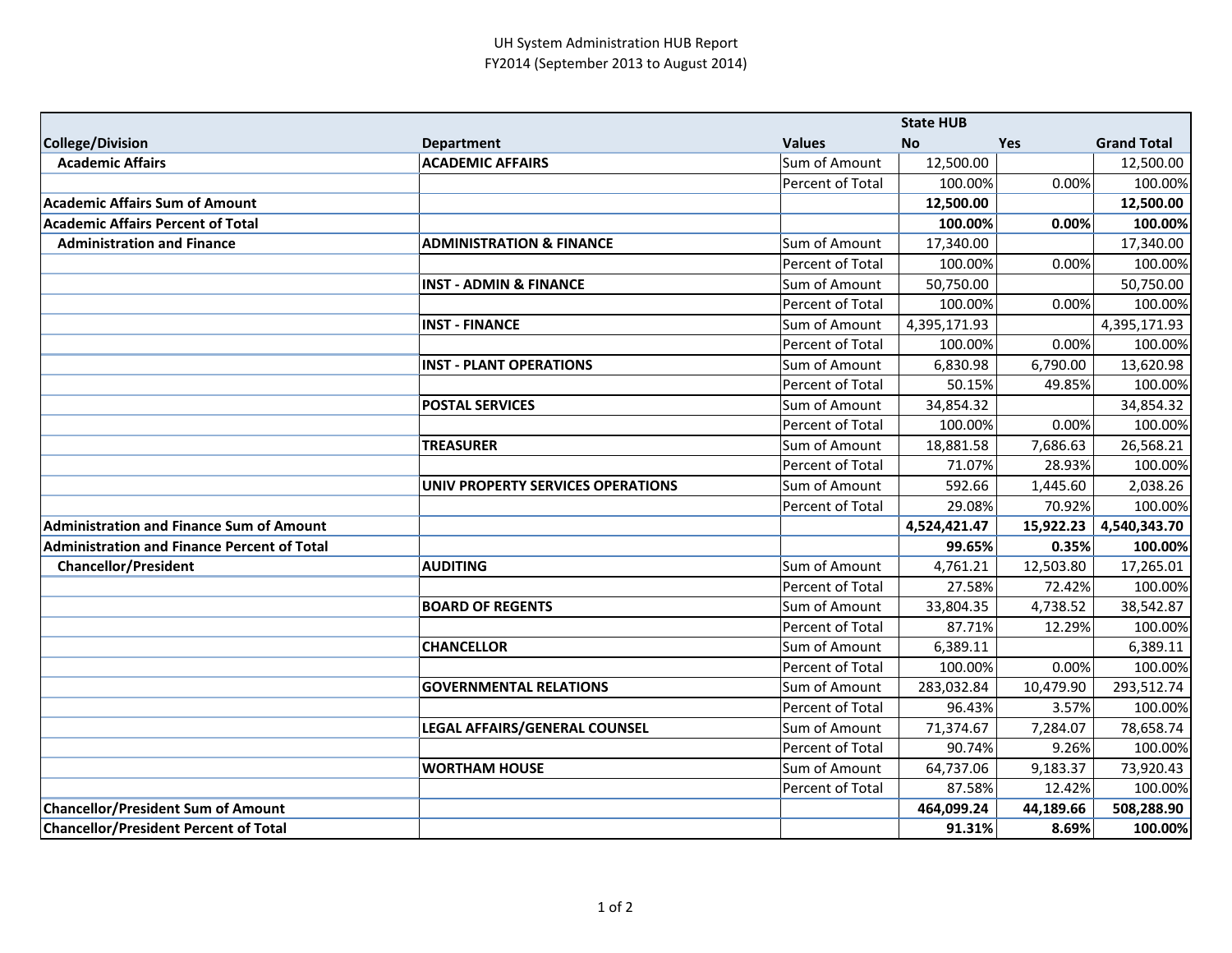UH System Administration HUB Report
FY2014 (September 2013 to August 2014)

| College/Division | Department | Values | State HUB No | Yes | Grand Total |
|---|---|---|---|---|---|
| **Academic Affairs** | **ACADEMIC AFFAIRS** | Sum of Amount | 12,500.00 | | 12,500.00 |
| | | Percent of Total | 100.00% | 0.00% | 100.00% |
| **Academic Affairs Sum of Amount** | | | **12,500.00** | | **12,500.00** |
| **Academic Affairs Percent of Total** | | | **100.00%** | **0.00%** | **100.00%** |
| **Administration and Finance** | **ADMINISTRATION & FINANCE** | Sum of Amount | 17,340.00 | | 17,340.00 |
| | | Percent of Total | 100.00% | 0.00% | 100.00% |
| | **INST - ADMIN & FINANCE** | Sum of Amount | 50,750.00 | | 50,750.00 |
| | | Percent of Total | 100.00% | 0.00% | 100.00% |
| | **INST - FINANCE** | Sum of Amount | 4,395,171.93 | | 4,395,171.93 |
| | | Percent of Total | 100.00% | 0.00% | 100.00% |
| | **INST - PLANT OPERATIONS** | Sum of Amount | 6,830.98 | 6,790.00 | 13,620.98 |
| | | Percent of Total | 50.15% | 49.85% | 100.00% |
| | **POSTAL SERVICES** | Sum of Amount | 34,854.32 | | 34,854.32 |
| | | Percent of Total | 100.00% | 0.00% | 100.00% |
| | **TREASURER** | Sum of Amount | 18,881.58 | 7,686.63 | 26,568.21 |
| | | Percent of Total | 71.07% | 28.93% | 100.00% |
| | **UNIV PROPERTY SERVICES OPERATIONS** | Sum of Amount | 592.66 | 1,445.60 | 2,038.26 |
| | | Percent of Total | 29.08% | 70.92% | 100.00% |
| **Administration and Finance Sum of Amount** | | | **4,524,421.47** | **15,922.23** | **4,540,343.70** |
| **Administration and Finance Percent of Total** | | | **99.65%** | **0.35%** | **100.00%** |
| **Chancellor/President** | **AUDITING** | Sum of Amount | 4,761.21 | 12,503.80 | 17,265.01 |
| | | Percent of Total | 27.58% | 72.42% | 100.00% |
| | **BOARD OF REGENTS** | Sum of Amount | 33,804.35 | 4,738.52 | 38,542.87 |
| | | Percent of Total | 87.71% | 12.29% | 100.00% |
| | **CHANCELLOR** | Sum of Amount | 6,389.11 | | 6,389.11 |
| | | Percent of Total | 100.00% | 0.00% | 100.00% |
| | **GOVERNMENTAL RELATIONS** | Sum of Amount | 283,032.84 | 10,479.90 | 293,512.74 |
| | | Percent of Total | 96.43% | 3.57% | 100.00% |
| | **LEGAL AFFAIRS/GENERAL COUNSEL** | Sum of Amount | 71,374.67 | 7,284.07 | 78,658.74 |
| | | Percent of Total | 90.74% | 9.26% | 100.00% |
| | **WORTHAM HOUSE** | Sum of Amount | 64,737.06 | 9,183.37 | 73,920.43 |
| | | Percent of Total | 87.58% | 12.42% | 100.00% |
| **Chancellor/President Sum of Amount** | | | **464,099.24** | **44,189.66** | **508,288.90** |
| **Chancellor/President Percent of Total** | | | **91.31%** | **8.69%** | **100.00%** |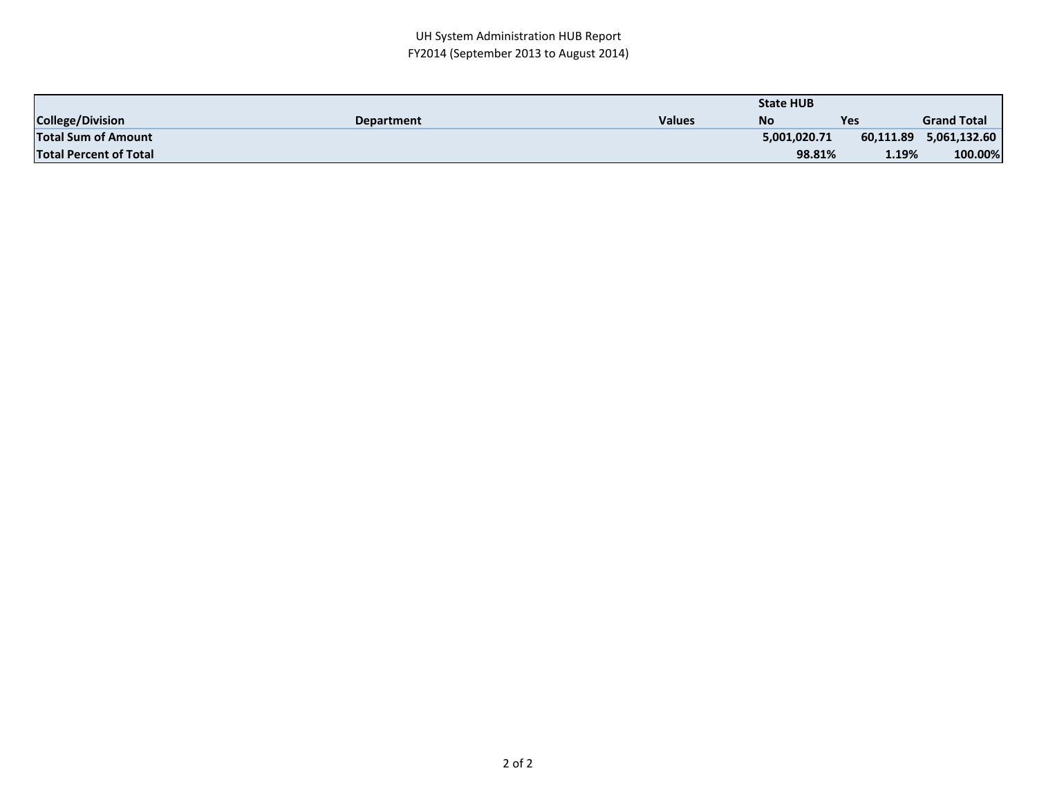UH System Administration HUB Report
FY2014 (September 2013 to August 2014)

| | | | State HUB | | |
|---|---|---|---|---|---|
| **College/Division** | **Department** | **Values** | **No** | **Yes** | **Grand Total** |
| **Total Sum of Amount** | | | **5,001,020.71** | **60,111.89** | **5,061,132.60** |
| **Total Percent of Total** | | | **98.81%** | **1.19%** | **100.00%** |